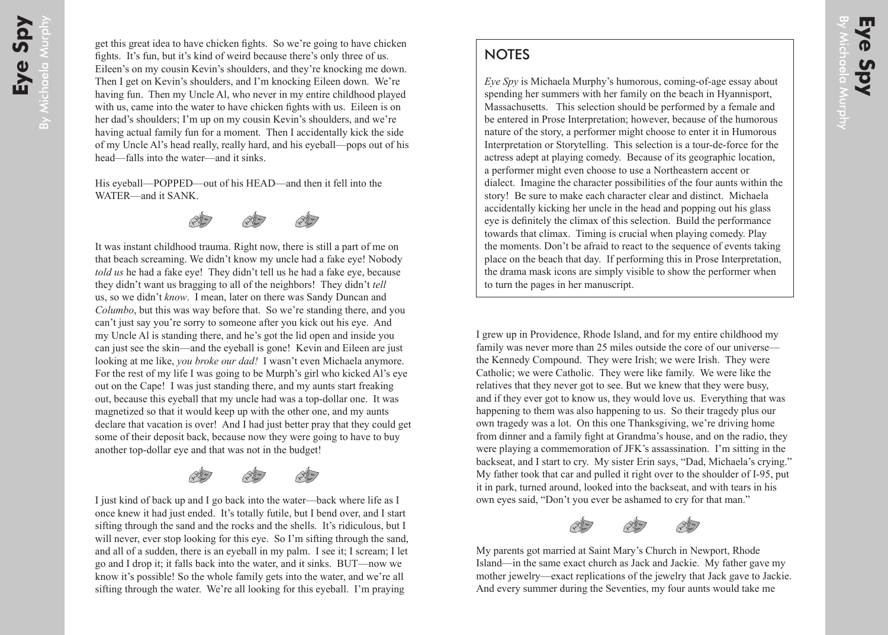get this great idea to have chicken fights. So we're going to have chicken fights. It's fun, but it's kind of weird because there's only three of us. Eileen's on my cousin Kevin's shoulders, and they're knocking me down. Then I get on Kevin's shoulders, and I'm knocking Eileen down. We're having fun. Then my Uncle Al, who never in my entire childhood played with us, came into the water to have chicken fights with us. Eileen is on her dad's shoulders; I'm up on my cousin Kevin's shoulders, and we're having actual family fun for a moment. Then I accidentally kick the side of my Uncle Al's head really, really hard, and his eyeball—pops out of his head—falls into the water—and it sinks.

His eyeball—POPPED—out of his HEAD—and then it fell into the WATER—and it SANK.

---

It was instant childhood trauma. Right now, there is still a part of me on that beach screaming. We didn't know my uncle had a fake eye! Nobody *told us* he had a fake eye! They didn't tell us he had a fake eye, because they didn't want us bragging to all of the neighbors! They didn't *tell* us, so we didn't *know*. I mean, later on there was Sandy Duncan and *Columbo*, but this was way before that. So we're standing there, and you can't just say you're sorry to someone after you kick out his eye. And my Uncle Al is standing there, and he's got the lid open and inside you can just see the skin—and the eyeball is gone! Kevin and Eileen are just looking at me like, *you broke our dad!* I wasn't even Michaela anymore. For the rest of my life I was going to be Murph's girl who kicked Al's eye out on the Cape! I was just standing there, and my aunts start freaking out, because this eyeball that my uncle had was a top-dollar one. It was magnetized so that it would keep up with the other one, and my aunts declare that vacation is over! And I had just better pray that they could get some of their deposit back, because now they were going to have to buy another top-dollar eye and that was not in the budget!

---

I just kind of back up and I go back into the water—back where life as I once knew it had just ended. It's totally futile, but I bend over, and I start sifting through the sand and the rocks and the shells. It's ridiculous, but I will never, ever stop looking for this eye. So I'm sifting through the sand, and all of a sudden, there is an eyeball in my palm. I see it; I scream; I let go and I drop it; it falls back into the water, and it sinks. BUT—now we know it's possible! So the whole family gets into the water, and we're all sifting through the water. We're all looking for this eyeball. I'm praying

## NOTES

*Eye Spy* is Michaela Murphy's humorous, coming-of-age essay about spending her summers with her family on the beach in Hyannisport, Massachusetts. This selection should be performed by a female and be entered in Prose Interpretation; however, because of the humorous nature of the story, a performer might choose to enter it in Humorous Interpretation or Storytelling. This selection is a tour-de-force for the actress adept at playing comedy. Because of its geographic location, a performer might even choose to use a Northeastern accent or dialect. Imagine the character possibilities of the four aunts within the story! Be sure to make each character clear and distinct. Michaela accidentally kicking her uncle in the head and popping out his glass eye is definitely the climax of this selection. Build the performance towards that climax. Timing is crucial when playing comedy. Play the moments. Don't be afraid to react to the sequence of events taking place on the beach that day. If performing this in Prose Interpretation, the drama mask icons are simply visible to show the performer when to turn the pages in her manuscript.

I grew up in Providence, Rhode Island, and for my entire childhood my family was never more than 25 miles outside the core of our universe—the Kennedy Compound. They were Irish; we were Irish. They were Catholic; we were Catholic. They were like family. We were like the relatives that they never got to see. But we knew that they were busy, and if they ever got to know us, they would love us. Everything that was happening to them was also happening to us. So their tragedy plus our own tragedy was a lot. On this one Thanksgiving, we're driving home from dinner and a family fight at Grandma's house, and on the radio, they were playing a commemoration of JFK's assassination. I'm sitting in the backseat, and I start to cry. My sister Erin says, "Dad, Michaela's crying." My father took that car and pulled it right over to the shoulder of I-95, put it in park, turned around, looked into the backseat, and with tears in his own eyes said, "Don't you ever be ashamed to cry for that man."

---

My parents got married at Saint Mary's Church in Newport, Rhode Island—in the same exact church as Jack and Jackie. My father gave my mother jewelry—exact replications of the jewelry that Jack gave to Jackie. And every summer during the Seventies, my four aunts would take me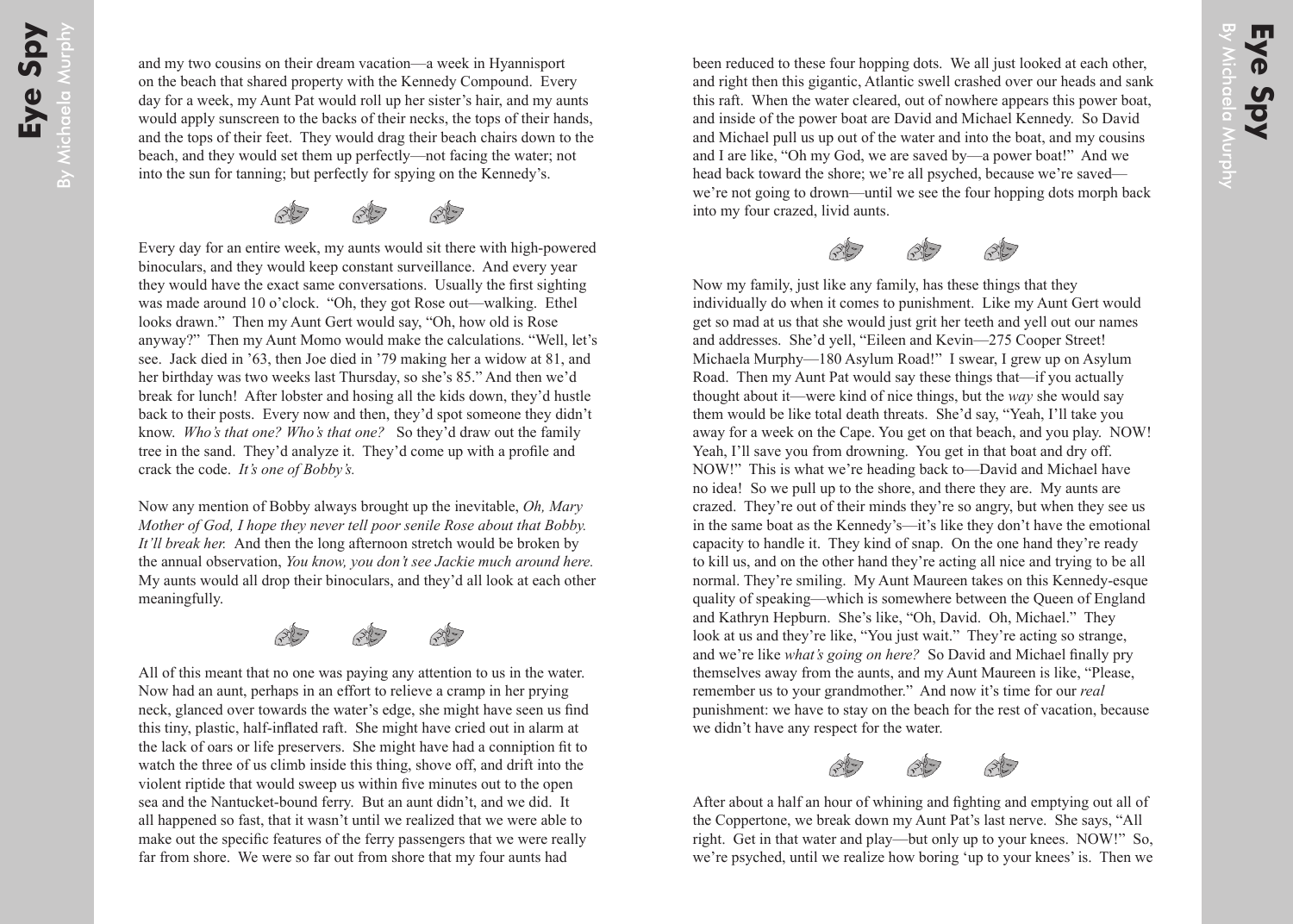and my two cousins on their dream vacation—a week in Hyannisport on the beach that shared property with the Kennedy Compound. Every day for a week, my Aunt Pat would roll up her sister's hair, and my aunts would apply sunscreen to the backs of their necks, the tops of their hands, and the tops of their feet. They would drag their beach chairs down to the beach, and they would set them up perfectly—not facing the water; not into the sun for tanning; but perfectly for spying on the Kennedy's.

Every day for an entire week, my aunts would sit there with high-powered binoculars, and they would keep constant surveillance. And every year they would have the exact same conversations. Usually the first sighting was made around 10 o'clock. "Oh, they got Rose out—walking. Ethel looks drawn." Then my Aunt Gert would say, "Oh, how old is Rose anyway?" Then my Aunt Momo would make the calculations. "Well, let's see. Jack died in '63, then Joe died in '79 making her a widow at 81, and her birthday was two weeks last Thursday, so she's 85." And then we'd break for lunch! After lobster and hosing all the kids down, they'd hustle back to their posts. Every now and then, they'd spot someone they didn't know. *Who's that one? Who's that one?* So they'd draw out the family tree in the sand. They'd analyze it. They'd come up with a profile and crack the code. *It's one of Bobby's.*

Now any mention of Bobby always brought up the inevitable, *Oh, Mary Mother of God, I hope they never tell poor senile Rose about that Bobby. It'll break her.* And then the long afternoon stretch would be broken by the annual observation, *You know, you don't see Jackie much around here.* My aunts would all drop their binoculars, and they'd all look at each other meaningfully.

All of this meant that no one was paying any attention to us in the water. Now had an aunt, perhaps in an effort to relieve a cramp in her prying neck, glanced over towards the water's edge, she might have seen us find this tiny, plastic, half-inflated raft. She might have cried out in alarm at the lack of oars or life preservers. She might have had a conniption fit to watch the three of us climb inside this thing, shove off, and drift into the violent riptide that would sweep us within five minutes out to the open sea and the Nantucket-bound ferry. But an aunt didn't, and we did. It all happened so fast, that it wasn't until we realized that we were able to make out the specific features of the ferry passengers that we were really far from shore. We were so far out from shore that my four aunts had been reduced to these four hopping dots. We all just looked at each other, and right then this gigantic, Atlantic swell crashed over our heads and sank this raft. When the water cleared, out of nowhere appears this power boat, and inside of the power boat are David and Michael Kennedy. So David and Michael pull us up out of the water and into the boat, and my cousins and I are like, "Oh my God, we are saved by—a power boat!" And we head back toward the shore; we're all psyched, because we're saved—we're not going to drown—until we see the four hopping dots morph back into my four crazed, livid aunts.

Now my family, just like any family, has these things that they individually do when it comes to punishment. Like my Aunt Gert would get so mad at us that she would just grit her teeth and yell out our names and addresses. She'd yell, "Eileen and Kevin—275 Cooper Street! Michaela Murphy—180 Asylum Road!" I swear, I grew up on Asylum Road. Then my Aunt Pat would say these things that—if you actually thought about it—were kind of nice things, but the *way* she would say them would be like total death threats. She'd say, "Yeah, I'll take you away for a week on the Cape. You get on that beach, and you play. NOW! Yeah, I'll save you from drowning. You get in that boat and dry off. NOW!" This is what we're heading back to—David and Michael have no idea! So we pull up to the shore, and there they are. My aunts are crazed. They're out of their minds they're so angry, but when they see us in the same boat as the Kennedy's—it's like they don't have the emotional capacity to handle it. They kind of snap. On the one hand they're ready to kill us, and on the other hand they're acting all nice and trying to be all normal. They're smiling. My Aunt Maureen takes on this Kennedy-esque quality of speaking—which is somewhere between the Queen of England and Kathryn Hepburn. She's like, "Oh, David. Oh, Michael." They look at us and they're like, "You just wait." They're acting so strange, and we're like *what's going on here?* So David and Michael finally pry themselves away from the aunts, and my Aunt Maureen is like, "Please, remember us to your grandmother." And now it's time for our *real* punishment: we have to stay on the beach for the rest of vacation, because we didn't have any respect for the water.

After about a half an hour of whining and fighting and emptying out all of the Coppertone, we break down my Aunt Pat's last nerve. She says, "All right. Get in that water and play—but only up to your knees. NOW!" So, we're psyched, until we realize how boring 'up to your knees' is. Then we